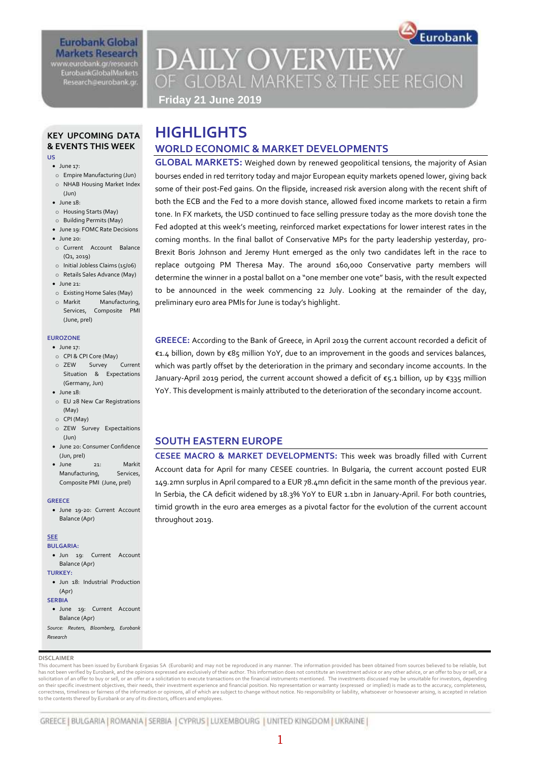Eurobank Global Markets Research
www.eurobank.gr/research
EurobankGlobalMarkets
Research@eurobank.gr

# DAILY OVERVIEW OF GLOBAL MARKETS & THE SEE REGION

**Friday 21 June 2019**

## HIGHLIGHTS

### WORLD ECONOMIC & MARKET DEVELOPMENTS

**GLOBAL MARKETS:** Weighed down by renewed geopolitical tensions, the majority of Asian bourses ended in red territory today and major European equity markets opened lower, giving back some of their post-Fed gains. On the flipside, increased risk aversion along with the recent shift of both the ECB and the Fed to a more dovish stance, allowed fixed income markets to retain a firm tone. In FX markets, the USD continued to face selling pressure today as the more dovish tone the Fed adopted at this week's meeting, reinforced market expectations for lower interest rates in the coming months. In the final ballot of Conservative MPs for the party leadership yesterday, pro-Brexit Boris Johnson and Jeremy Hunt emerged as the only two candidates left in the race to replace outgoing PM Theresa May. The around 160,000 Conservative party members will determine the winner in a postal ballot on a "one member one vote" basis, with the result expected to be announced in the week commencing 22 July. Looking at the remainder of the day, preliminary euro area PMIs for June is today's highlight.

**GREECE:** According to the Bank of Greece, in April 2019 the current account recorded a deficit of €1.4 billion, down by €85 million YoY, due to an improvement in the goods and services balances, which was partly offset by the deterioration in the primary and secondary income accounts. In the January-April 2019 period, the current account showed a deficit of €5.1 billion, up by €335 million YoY. This development is mainly attributed to the deterioration of the secondary income account.

### SOUTH EASTERN EUROPE

**CESEE MACRO & MARKET DEVELOPMENTS:** This week was broadly filled with Current Account data for April for many CESEE countries. In Bulgaria, the current account posted EUR 149.2mn surplus in April compared to a EUR 78.4mn deficit in the same month of the previous year. In Serbia, the CA deficit widened by 18.3% YoY to EUR 1.1bn in January-April. For both countries, timid growth in the euro area emerges as a pivotal factor for the evolution of the current account throughout 2019.

### KEY UPCOMING DATA & EVENTS THIS WEEK

**US**

- June 17:
  - Empire Manufacturing (Jun)
  - NHAB Housing Market Index (Jun)
- June 18:
  - Housing Starts (May)
  - Building Permits (May)
- June 19: FOMC Rate Decisions
- June 20:
  - Current Account Balance (Q1, 2019)
  - Initial Jobless Claims (15/06)
  - Retails Sales Advance (May)
- June 21:
  - Existing Home Sales (May)
  - Markit Manufacturing, Services, Composite PMI (June, prel)

**EUROZONE**

- June 17:
  - CPI & CPI Core (May)
  - ZEW Survey Current Situation & Expectations (Germany, Jun)
- June 18:
  - EU 28 New Car Registrations (May)
  - CPI (May)
  - ZEW Survey Expectaitions (Jun)
- June 20: Consumer Confidence (Jun, prel)
- June 21: Markit Manufacturing, Services, Composite PMI (June, prel)

**GREECE**

- June 19-20: Current Account Balance (Apr)

**SEE**

**BULGARIA:**

- Jun 19: Current Account Balance (Apr)

**TURKEY:**

- Jun 18: Industrial Production (Apr)

**SERBIA**

- June 19: Current Account Balance (Apr)

*Source: Reuters, Bloomberg, Eurobank Research*

**DISCLAIMER**

This document has been issued by Eurobank Ergasias SA (Eurobank) and may not be reproduced in any manner. The information provided has been obtained from sources believed to be reliable, but has not been verified by Eurobank, and the opinions expressed are exclusively of their author. This information does not constitute an investment advice or any other advice, or an offer to buy or sell, or a solicitation of an offer to buy or sell, or an offer or a solicitation to execute transactions on the financial instruments mentioned. The investments discussed may be unsuitable for investors, depending on their specific investment objectives, their needs, their investment experience and financial position. No representation or warranty (expressed or implied) is made as to the accuracy, completeness, correctness, timeliness or fairness of the information or opinions, all of which are subject to change without notice. No responsibility or liability, whatsoever or howsoever arising, is accepted in relation to the contents thereof by Eurobank or any of its directors, officers and employees.

GREECE | BULGARIA | ROMANIA | SERBIA | CYPRUS | LUXEMBOURG | UNITED KINGDOM | UKRAINE |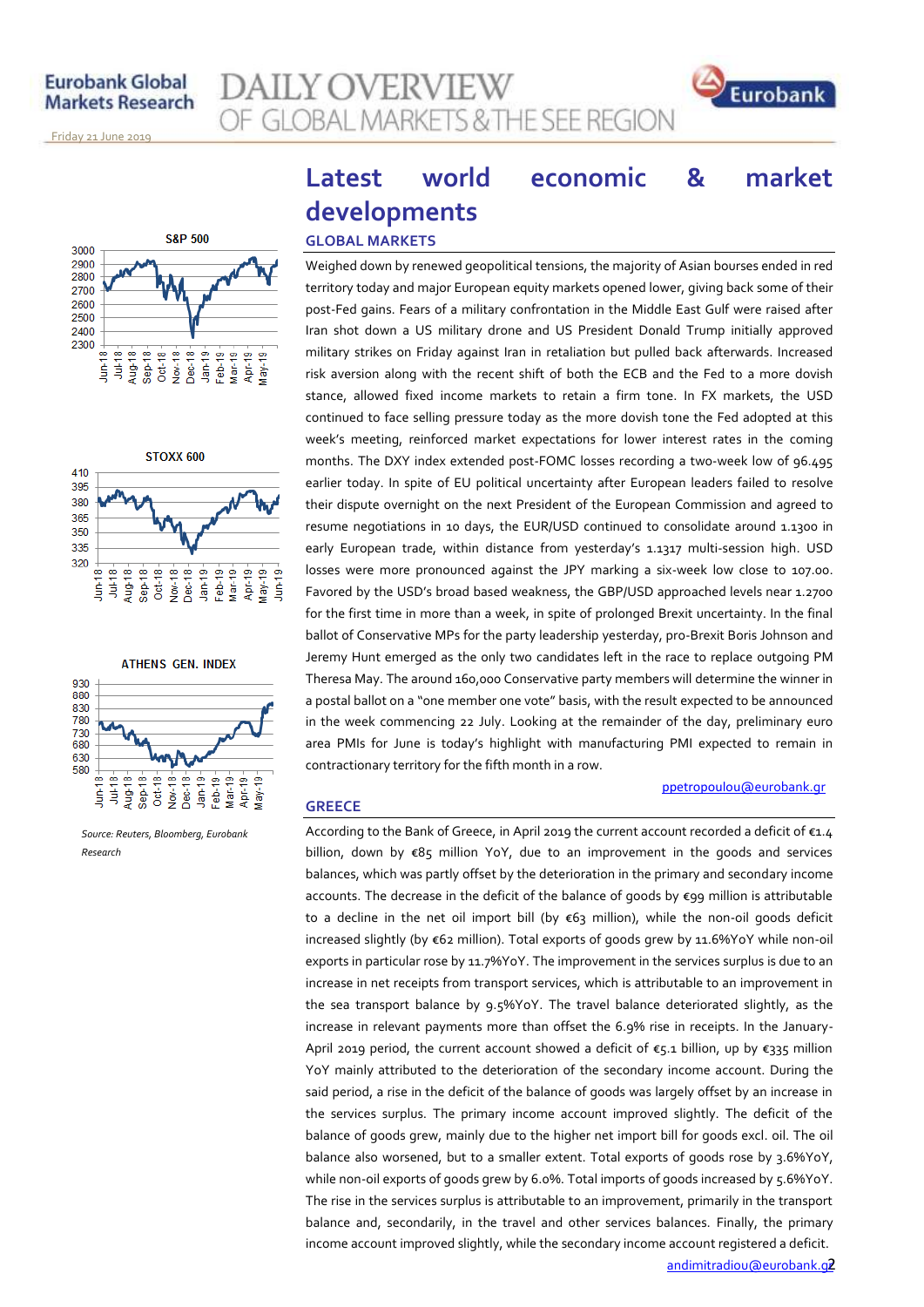# Latest world economic & market developments

## GLOBAL MARKETS

Weighed down by renewed geopolitical tensions, the majority of Asian bourses ended in red territory today and major European equity markets opened lower, giving back some of their post-Fed gains. Fears of a military confrontation in the Middle East Gulf were raised after Iran shot down a US military drone and US President Donald Trump initially approved military strikes on Friday against Iran in retaliation but pulled back afterwards. Increased risk aversion along with the recent shift of both the ECB and the Fed to a more dovish stance, allowed fixed income markets to retain a firm tone. In FX markets, the USD continued to face selling pressure today as the more dovish tone the Fed adopted at this week's meeting, reinforced market expectations for lower interest rates in the coming months. The DXY index extended post-FOMC losses recording a two-week low of 96.495 earlier today. In spite of EU political uncertainty after European leaders failed to resolve their dispute overnight on the next President of the European Commission and agreed to resume negotiations in 10 days, the EUR/USD continued to consolidate around 1.1300 in early European trade, within distance from yesterday's 1.1317 multi-session high. USD losses were more pronounced against the JPY marking a six-week low close to 107.00. Favored by the USD's broad based weakness, the GBP/USD approached levels near 1.2700 for the first time in more than a week, in spite of prolonged Brexit uncertainty. In the final ballot of Conservative MPs for the party leadership yesterday, pro-Brexit Boris Johnson and Jeremy Hunt emerged as the only two candidates left in the race to replace outgoing PM Theresa May. The around 160,000 Conservative party members will determine the winner in a postal ballot on a "one member one vote" basis, with the result expected to be announced in the week commencing 22 July. Looking at the remainder of the day, preliminary euro area PMIs for June is today's highlight with manufacturing PMI expected to remain in contractionary territory for the fifth month in a row.

ppetropoulou@eurobank.gr

## GREECE

According to the Bank of Greece, in April 2019 the current account recorded a deficit of €1.4 billion, down by €85 million YoY, due to an improvement in the goods and services balances, which was partly offset by the deterioration in the primary and secondary income accounts. The decrease in the deficit of the balance of goods by €99 million is attributable to a decline in the net oil import bill (by €63 million), while the non-oil goods deficit increased slightly (by €62 million). Total exports of goods grew by 11.6%YoY while non-oil exports in particular rose by 11.7%YoY. The improvement in the services surplus is due to an increase in net receipts from transport services, which is attributable to an improvement in the sea transport balance by 9.5%YoY. The travel balance deteriorated slightly, as the increase in relevant payments more than offset the 6.9% rise in receipts. In the January-April 2019 period, the current account showed a deficit of €5.1 billion, up by €335 million YoY mainly attributed to the deterioration of the secondary income account. During the said period, a rise in the deficit of the balance of goods was largely offset by an increase in the services surplus. The primary income account improved slightly. The deficit of the balance of goods grew, mainly due to the higher net import bill for goods excl. oil. The oil balance also worsened, but to a smaller extent. Total exports of goods rose by 3.6%YoY, while non-oil exports of goods grew by 6.0%. Total imports of goods increased by 5.6%YoY. The rise in the services surplus is attributable to an improvement, primarily in the transport balance and, secondarily, in the travel and other services balances. Finally, the primary income account improved slightly, while the secondary income account registered a deficit.

andimitradiou@eurobank.gr

*Source: Reuters, Bloomberg, Eurobank Research*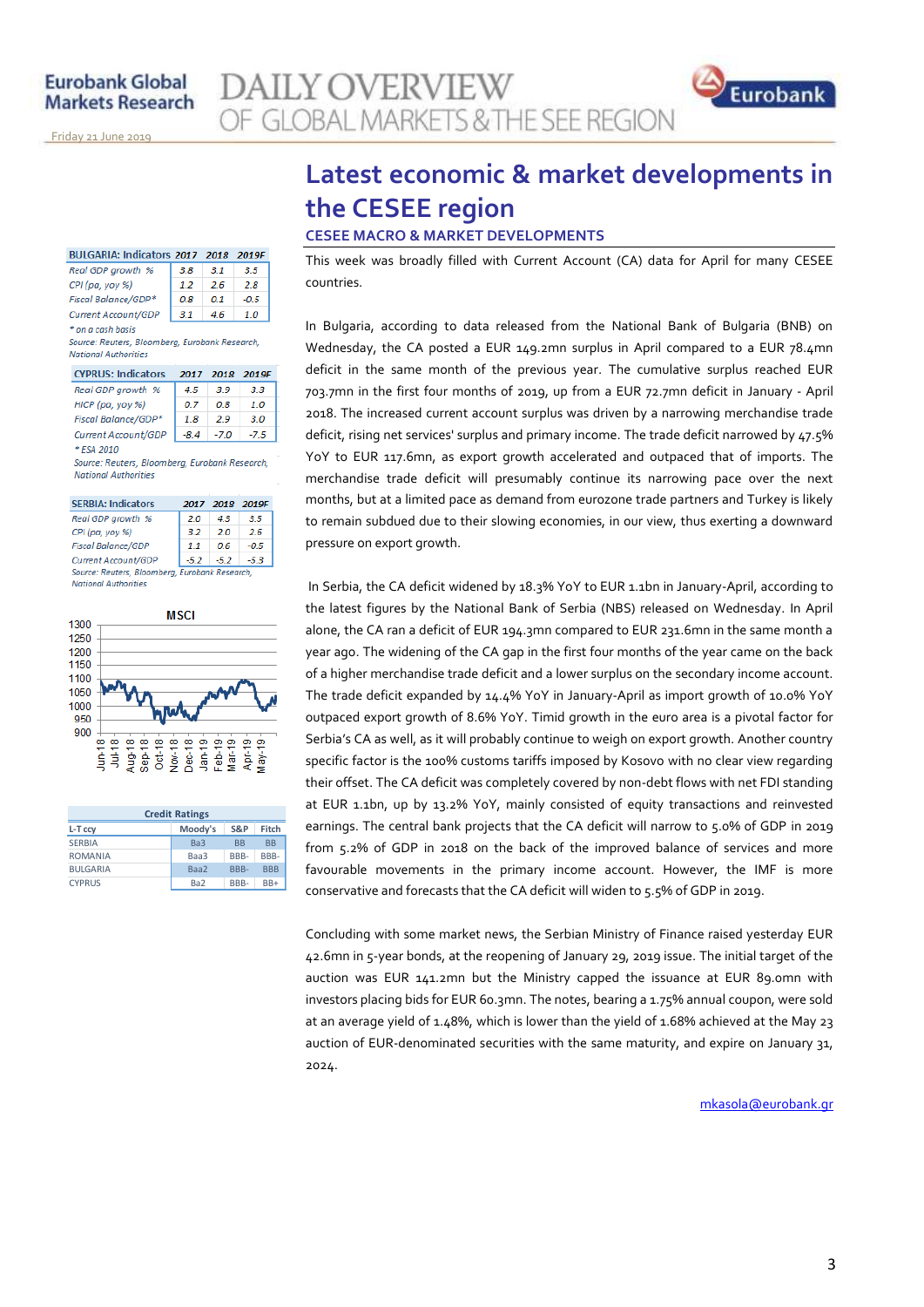# Latest economic & market developments in the CESEE region

## CESEE MACRO & MARKET DEVELOPMENTS

| BULGARIA: Indicators | 2017 | 2018 | 2019F |
|---|---|---|---|
| Real GDP growth % | 3.8 | 3.1 | 3.5 |
| CPI (pa, yoy %) | 1.2 | 2.6 | 2.8 |
| Fiscal Balance/GDP* | 0.8 | 0.1 | -0.5 |
| Current Account/GDP | 3.1 | 4.6 | 1.0 |

\* on a cash basis
Source: Reuters, Bloomberg, Eurobank Research, National Authorities

| CYPRUS: Indicators | 2017 | 2018 | 2019F |
|---|---|---|---|
| Real GDP growth % | 4.5 | 3.9 | 3.3 |
| HICP (pa, yoy %) | 0.7 | 0.8 | 1.0 |
| Fiscal Balance/GDP* | 1.8 | 2.9 | 3.0 |
| Current Account/GDP | -8.4 | -7.0 | -7.5 |

\* ESA 2010
Source: Reuters, Bloomberg, Eurobank Research, National Authorities

| SERBIA: Indicators | 2017 | 2018 | 2019F |
|---|---|---|---|
| Real GDP growth % | 2.0 | 4.3 | 3.5 |
| CPI (pa, yoy %) | 3.2 | 2.0 | 2.6 |
| Fiscal Balance/GDP | 1.1 | 0.6 | -0.5 |
| Current Account/GDP | -5.2 | -5.2 | -5.3 |

Source: Reuters, Bloomberg, Eurobank Research, National Authorities

MSCI

| Credit Ratings | | | |
|---|---|---|---|
| L-T ccy | Moody's | S&P | Fitch |
| SERBIA | Ba3 | BB | BB |
| ROMANIA | Baa3 | BBB- | BBB- |
| BULGARIA | Baa2 | BBB- | BBB |
| CYPRUS | Ba2 | BBB- | BB+ |

This week was broadly filled with Current Account (CA) data for April for many CESEE countries.

In Bulgaria, according to data released from the National Bank of Bulgaria (BNB) on Wednesday, the CA posted a EUR 149.2mn surplus in April compared to a EUR 78.4mn deficit in the same month of the previous year. The cumulative surplus reached EUR 703.7mn in the first four months of 2019, up from a EUR 72.7mn deficit in January - April 2018. The increased current account surplus was driven by a narrowing merchandise trade deficit, rising net services' surplus and primary income. The trade deficit narrowed by 47.5% YoY to EUR 117.6mn, as export growth accelerated and outpaced that of imports. The merchandise trade deficit will presumably continue its narrowing pace over the next months, but at a limited pace as demand from eurozone trade partners and Turkey is likely to remain subdued due to their slowing economies, in our view, thus exerting a downward pressure on export growth.

In Serbia, the CA deficit widened by 18.3% YoY to EUR 1.1bn in January-April, according to the latest figures by the National Bank of Serbia (NBS) released on Wednesday. In April alone, the CA ran a deficit of EUR 194.3mn compared to EUR 231.6mn in the same month a year ago. The widening of the CA gap in the first four months of the year came on the back of a higher merchandise trade deficit and a lower surplus on the secondary income account. The trade deficit expanded by 14.4% YoY in January-April as import growth of 10.0% YoY outpaced export growth of 8.6% YoY. Timid growth in the euro area is a pivotal factor for Serbia's CA as well, as it will probably continue to weigh on export growth. Another country specific factor is the 100% customs tariffs imposed by Kosovo with no clear view regarding their offset. The CA deficit was completely covered by non-debt flows with net FDI standing at EUR 1.1bn, up by 13.2% YoY, mainly consisted of equity transactions and reinvested earnings. The central bank projects that the CA deficit will narrow to 5.0% of GDP in 2019 from 5.2% of GDP in 2018 on the back of the improved balance of services and more favourable movements in the primary income account. However, the IMF is more conservative and forecasts that the CA deficit will widen to 5.5% of GDP in 2019.

Concluding with some market news, the Serbian Ministry of Finance raised yesterday EUR 42.6mn in 5-year bonds, at the reopening of January 29, 2019 issue. The initial target of the auction was EUR 141.2mn but the Ministry capped the issuance at EUR 89.0mn with investors placing bids for EUR 60.3mn. The notes, bearing a 1.75% annual coupon, were sold at an average yield of 1.48%, which is lower than the yield of 1.68% achieved at the May 23 auction of EUR-denominated securities with the same maturity, and expire on January 31, 2024.

mkasola@eurobank.gr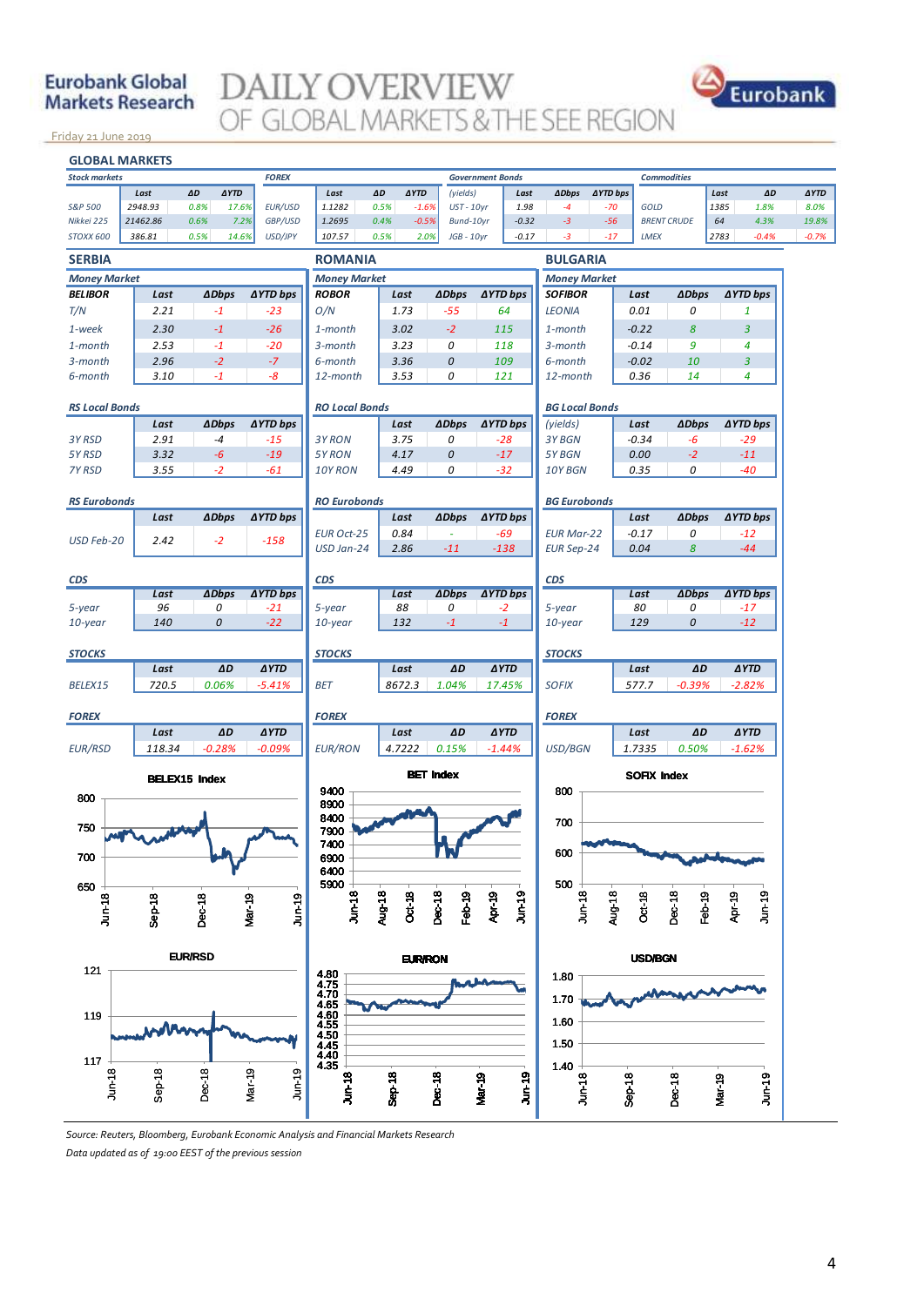## GLOBAL MARKETS

| Stock markets | Last | ΔD | ΔYTD | FOREX | Last | ΔD | ΔYTD | Government Bonds (yields) | Last | ΔDbps | ΔYTD bps | Commodities | Last | ΔD | ΔYTD |
|---|---|---|---|---|---|---|---|---|---|---|---|---|---|---|---|
| S&P 500 | 2948.93 | 0.8% | 17.6% | EUR/USD | 1.1282 | 0.5% | -1.6% | UST - 10yr | 1.98 | -4 | -70 | GOLD | 1385 | 1.8% | 8.0% |
| Nikkei 225 | 21462.86 | 0.6% | 7.2% | GBP/USD | 1.2695 | 0.4% | -0.5% | Bund-10yr | -0.32 | -3 | -56 | BRENT CRUDE | 64 | 4.3% | 19.8% |
| STOXX 600 | 386.81 | 0.5% | 14.6% | USD/JPY | 107.57 | 0.5% | 2.0% | JGB - 10yr | -0.17 | -3 | -17 | LMEX | 2783 | -0.4% | -0.7% |

## SERBIA

**Money Market**

| BELIBOR | Last | ΔDbps | ΔYTD bps |
|---|---|---|---|
| T/N | 2.21 | -1 | -23 |
| 1-week | 2.30 | -1 | -26 |
| 1-month | 2.53 | -1 | -20 |
| 3-month | 2.96 | -2 | -7 |
| 6-month | 3.10 | -1 | -8 |

**RS Local Bonds**

| | Last | ΔDbps | ΔYTD bps |
|---|---|---|---|
| 3Y RSD | 2.91 | -4 | -15 |
| 5Y RSD | 3.32 | -6 | -19 |
| 7Y RSD | 3.55 | -2 | -61 |

**RS Eurobonds**

| | Last | ΔDbps | ΔYTD bps |
|---|---|---|---|
| USD Feb-20 | 2.42 | -2 | -158 |

**CDS**

| | Last | ΔDbps | ΔYTD bps |
|---|---|---|---|
| 5-year | 96 | 0 | -21 |
| 10-year | 140 | 0 | -22 |

**STOCKS**

| | Last | ΔD | ΔYTD |
|---|---|---|---|
| BELEX15 | 720.5 | 0.06% | -5.41% |

**FOREX**

| | Last | ΔD | ΔYTD |
|---|---|---|---|
| EUR/RSD | 118.34 | -0.28% | -0.09% |

**BELEX15 Index**

**EUR/RSD**

## ROMANIA

**Money Market**

| ROBOR | Last | ΔDbps | ΔYTD bps |
|---|---|---|---|
| O/N | 1.73 | -55 | 64 |
| 1-month | 3.02 | -2 | 115 |
| 3-month | 3.23 | 0 | 118 |
| 6-month | 3.36 | 0 | 109 |
| 12-month | 3.53 | 0 | 121 |

**RO Local Bonds**

| | Last | ΔDbps | ΔYTD bps |
|---|---|---|---|
| 3Y RON | 3.75 | 0 | -28 |
| 5Y RON | 4.17 | 0 | -17 |
| 10Y RON | 4.49 | 0 | -32 |

**RO Eurobonds**

| | Last | ΔDbps | ΔYTD bps |
|---|---|---|---|
| EUR Oct-25 | 0.84 | - | -69 |
| USD Jan-24 | 2.86 | -11 | -138 |

**CDS**

| | Last | ΔDbps | ΔYTD bps |
|---|---|---|---|
| 5-year | 88 | 0 | -2 |
| 10-year | 132 | -1 | -1 |

**STOCKS**

| | Last | ΔD | ΔYTD |
|---|---|---|---|
| BET | 8672.3 | 1.04% | 17.45% |

**FOREX**

| | Last | ΔD | ΔYTD |
|---|---|---|---|
| EUR/RON | 4.7222 | 0.15% | -1.44% |

**BET Index**

**EUR/RON**

## BULGARIA

**Money Market**

| SOFIBOR | Last | ΔDbps | ΔYTD bps |
|---|---|---|---|
| LEONIA | 0.01 | 0 | 1 |
| 1-month | -0.22 | 8 | 3 |
| 3-month | -0.14 | 9 | 4 |
| 6-month | -0.02 | 10 | 3 |
| 12-month | 0.36 | 14 | 4 |

**BG Local Bonds**

| (yields) | Last | ΔDbps | ΔYTD bps |
|---|---|---|---|
| 3Y BGN | -0.34 | -6 | -29 |
| 5Y BGN | 0.00 | -2 | -11 |
| 10Y BGN | 0.35 | 0 | -40 |

**BG Eurobonds**

| | Last | ΔDbps | ΔYTD bps |
|---|---|---|---|
| EUR Mar-22 | -0.17 | 0 | -12 |
| EUR Sep-24 | 0.04 | 8 | -44 |

**CDS**

| | Last | ΔDbps | ΔYTD bps |
|---|---|---|---|
| 5-year | 80 | 0 | -17 |
| 10-year | 129 | 0 | -12 |

**STOCKS**

| | Last | ΔD | ΔYTD |
|---|---|---|---|
| SOFIX | 577.7 | -0.39% | -2.82% |

**FOREX**

| | Last | ΔD | ΔYTD |
|---|---|---|---|
| USD/BGN | 1.7335 | 0.50% | -1.62% |

**SOFIX Index**

**USD/BGN**

*Source: Reuters, Bloomberg, Eurobank Economic Analysis and Financial Markets Research*

*Data updated as of 19:00 EEST of the previous session*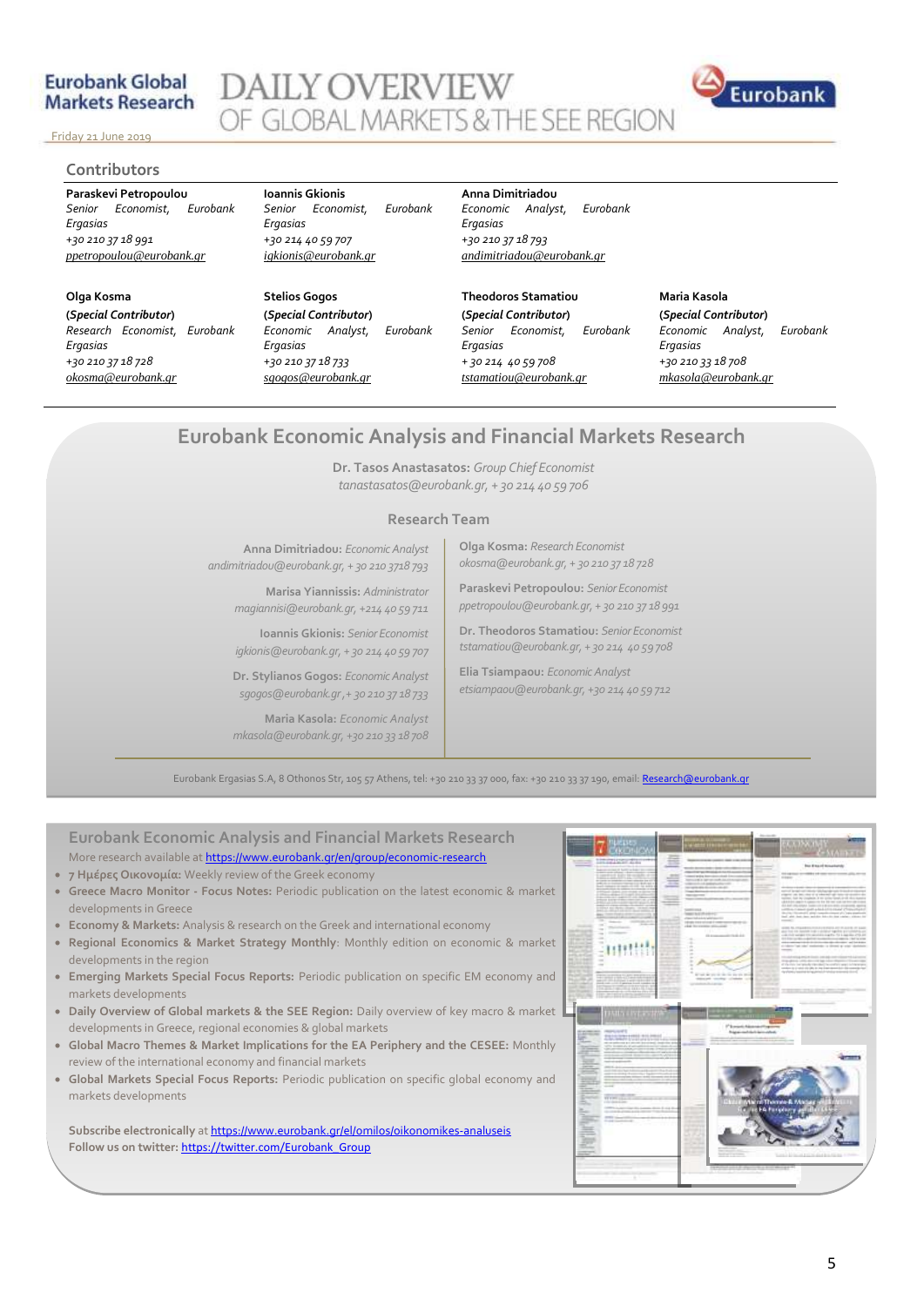Eurobank Global Markets Research

# DAILY OVERVIEW OF GLOBAL MARKETS & THE SEE REGION

Friday 21 June 2019

## Contributors

**Paraskevi Petropoulou**
*Senior Economist, Eurobank Ergasias*
*+30 210 37 18 991*
*ppetropoulou@eurobank.gr*

**Ioannis Gkionis**
*Senior Economist, Eurobank Ergasias*
*+30 214 40 59 707*
*igkionis@eurobank.gr*

**Anna Dimitriadou**
*Economic Analyst, Eurobank Ergasias*
*+30 210 37 18 793*
*andimitriadou@eurobank.gr*

**Olga Kosma**
**(*Special Contributor*)**
*Research Economist, Eurobank Ergasias*
*+30 210 37 18 728*
*okosma@eurobank.gr*

**Stelios Gogos**
**(*Special Contributor*)**
*Economic Analyst, Eurobank Ergasias*
*+30 210 37 18 733*
*sgogos@eurobank.gr*

**Theodoros Stamatiou**
**(*Special Contributor*)**
*Senior Economist, Eurobank Ergasias*
*+ 30 214 40 59 708*
*tstamatiou@eurobank.gr*

**Maria Kasola**
**(*Special Contributor*)**
*Economic Analyst, Eurobank Ergasias*
*+30 210 33 18 708*
*mkasola@eurobank.gr*

## Eurobank Economic Analysis and Financial Markets Research

**Dr. Tasos Anastasatos:** *Group Chief Economist*
*tanastasatos@eurobank.gr, + 30 214 40 59 706*

### Research Team

**Anna Dimitriadou:** *Economic Analyst*
*andimitriadou@eurobank.gr, + 30 210 3718 793*

**Marisa Yiannissis:** *Administrator*
*magiannisi@eurobank.gr, +214 40 59 711*

**Ioannis Gkionis:** *Senior Economist*
*igkionis@eurobank.gr, + 30 214 40 59 707*

**Dr. Stylianos Gogos:** *Economic Analyst*
*sgogos@eurobank.gr ,+ 30 210 37 18 733*

**Maria Kasola:** *Economic Analyst*
*mkasola@eurobank.gr, +30 210 33 18 708*

**Olga Kosma:** *Research Economist*
*okosma@eurobank.gr, + 30 210 37 18 728*

**Paraskevi Petropoulou:** *Senior Economist*
*ppetropoulou@eurobank.gr, + 30 210 37 18 991*

**Dr. Theodoros Stamatiou:** *Senior Economist*
*tstamatiou@eurobank.gr, + 30 214 40 59 708*

**Elia Tsiampaou:** *Economic Analyst*
*etsiampaou@eurobank.gr, +30 214 40 59 712*

Eurobank Ergasias S.A, 8 Othonos Str, 105 57 Athens, tel: +30 210 33 37 000, fax: +30 210 33 37 190, email: Research@eurobank.gr

## Eurobank Economic Analysis and Financial Markets Research

More research available at https://www.eurobank.gr/en/group/economic-research

- **7 Ημέρες Οικονομία:** Weekly review of the Greek economy
- **Greece Macro Monitor - Focus Notes:** Periodic publication on the latest economic & market developments in Greece
- **Economy & Markets:** Analysis & research on the Greek and international economy
- **Regional Economics & Market Strategy Monthly:** Monthly edition on economic & market developments in the region
- **Emerging Markets Special Focus Reports:** Periodic publication on specific EM economy and markets developments
- **Daily Overview of Global markets & the SEE Region:** Daily overview of key macro & market developments in Greece, regional economies & global markets
- **Global Macro Themes & Market Implications for the EA Periphery and the CESEE:** Monthly review of the international economy and financial markets
- **Global Markets Special Focus Reports:** Periodic publication on specific global economy and markets developments

**Subscribe electronically** at https://www.eurobank.gr/el/omilos/oikonomikes-analuseis
**Follow us on twitter:** https://twitter.com/Eurobank_Group